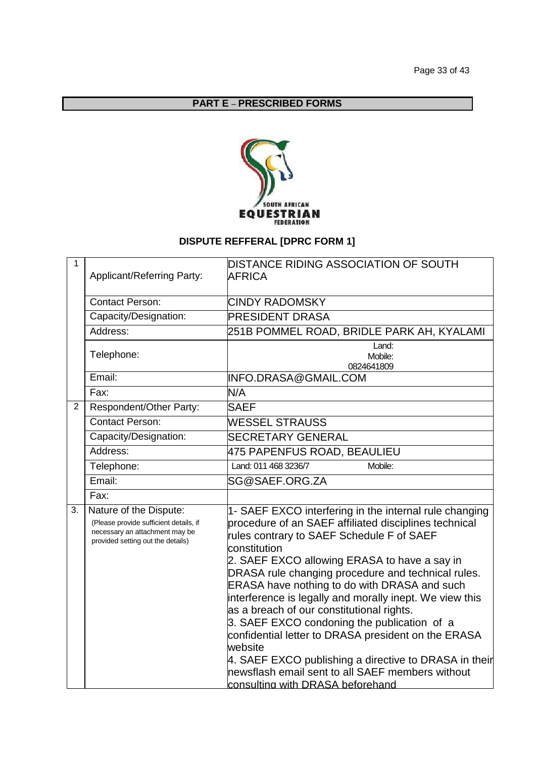## PART E – PRESCRIBED FORMS

SOUTH AFRICAN EQUESTRIAN FEDERATION

### DISPUTE REFFERAL [DPRC FORM 1]

| | | |
|---|---|---|
| 1 | Applicant/Referring Party: | DISTANCE RIDING ASSOCIATION OF SOUTH AFRICA |
| | Contact Person: | CINDY RADOMSKY |
| | Capacity/Designation: | PRESIDENT DRASA |
| | Address: | 251B POMMEL ROAD, BRIDLE PARK AH, KYALAMI |
| | Telephone: | Land: Mobile: 0824641809 |
| | Email: | INFO.DRASA@GMAIL.COM |
| | Fax: | N/A |
| 2 | Respondent/Other Party: | SAEF |
| | Contact Person: | WESSEL STRAUSS |
| | Capacity/Designation: | SECRETARY GENERAL |
| | Address: | 475 PAPENFUS ROAD, BEAULIEU |
| | Telephone: | Land: 011 468 3236/7 Mobile: |
| | Email: | SG@SAEF.ORG.ZA |
| | Fax: | |
| 3. | Nature of the Dispute: (Please provide sufficient details, if necessary an attachment may be provided setting out the details) | 1- SAEF EXCO interfering in the internal rule changing procedure of an SAEF affiliated disciplines technical rules contrary to SAEF Schedule F of SAEF constitution<br>2. SAEF EXCO allowing ERASA to have a say in DRASA rule changing procedure and technical rules. ERASA have nothing to do with DRASA and such interference is legally and morally inept. We view this as a breach of our constitutional rights.<br>3. SAEF EXCO condoning the publication of a confidential letter to DRASA president on the ERASA website<br>4. SAEF EXCO publishing a directive to DRASA in their newsflash email sent to all SAEF members without consulting with DRASA beforehand |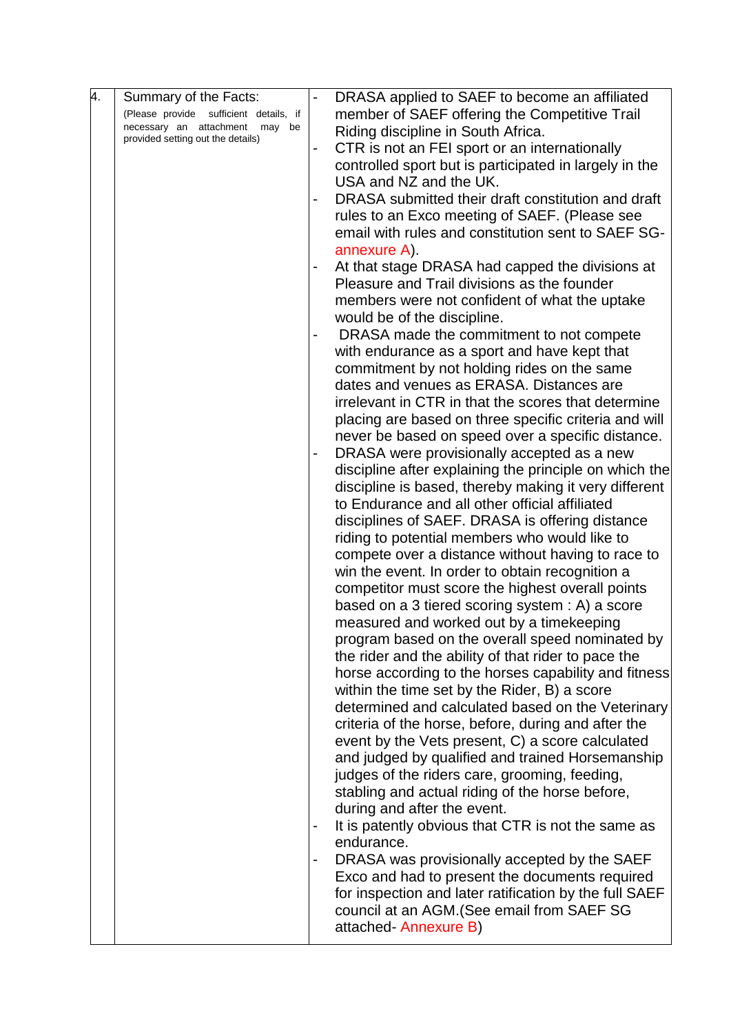| 4. | Summary of the Facts: (Please provide sufficient details, if necessary an attachment may be provided setting out the details) | - DRASA applied to SAEF to become an affiliated member of SAEF offering the Competitive Trail Riding discipline in South Africa.<br>- CTR is not an FEI sport or an internationally controlled sport but is participated in largely in the USA and NZ and the UK.<br>- DRASA submitted their draft constitution and draft rules to an Exco meeting of SAEF. (Please see email with rules and constitution sent to SAEF SG- annexure A).<br>- At that stage DRASA had capped the divisions at Pleasure and Trail divisions as the founder members were not confident of what the uptake would be of the discipline.<br>- DRASA made the commitment to not compete with endurance as a sport and have kept that commitment by not holding rides on the same dates and venues as ERASA. Distances are irrelevant in CTR in that the scores that determine placing are based on three specific criteria and will never be based on speed over a specific distance.<br>- DRASA were provisionally accepted as a new discipline after explaining the principle on which the discipline is based, thereby making it very different to Endurance and all other official affiliated disciplines of SAEF. DRASA is offering distance riding to potential members who would like to compete over a distance without having to race to win the event. In order to obtain recognition a competitor must score the highest overall points based on a 3 tiered scoring system : A) a score measured and worked out by a timekeeping program based on the overall speed nominated by the rider and the ability of that rider to pace the horse according to the horses capability and fitness within the time set by the Rider, B) a score determined and calculated based on the Veterinary criteria of the horse, before, during and after the event by the Vets present, C) a score calculated and judged by qualified and trained Horsemanship judges of the riders care, grooming, feeding, stabling and actual riding of the horse before, during and after the event.<br>- It is patently obvious that CTR is not the same as endurance.<br>- DRASA was provisionally accepted by the SAEF Exco and had to present the documents required for inspection and later ratification by the full SAEF council at an AGM.(See email from SAEF SG attached- Annexure B) |
|---|---|---|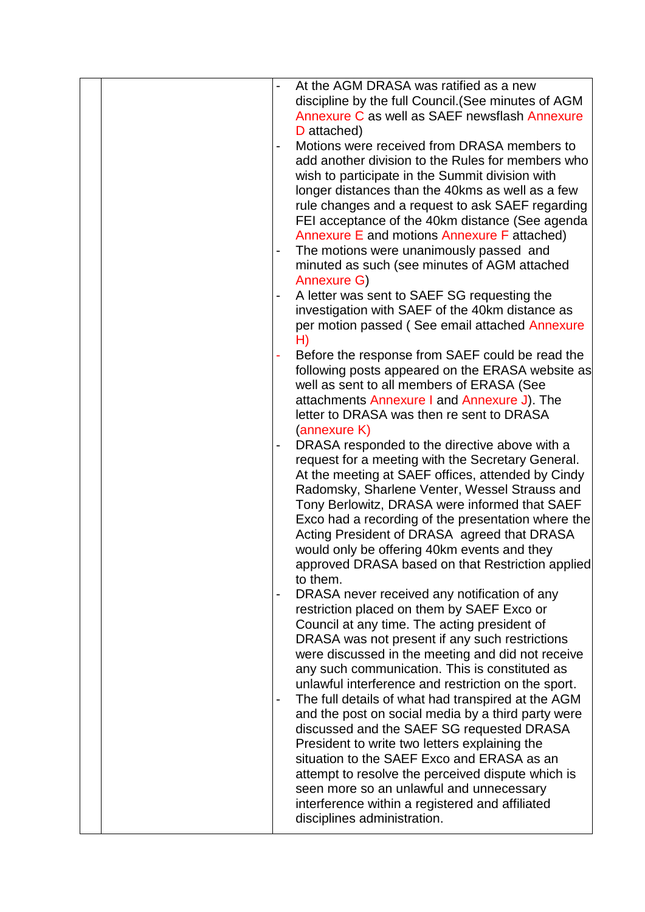| | | |
|---|---|---|
| | | - At the AGM DRASA was ratified as a new discipline by the full Council.(See minutes of AGM Annexure C as well as SAEF newsflash Annexure D attached)<br>- Motions were received from DRASA members to add another division to the Rules for members who wish to participate in the Summit division with longer distances than the 40kms as well as a few rule changes and a request to ask SAEF regarding FEI acceptance of the 40km distance (See agenda Annexure E and motions Annexure F attached)<br>- The motions were unanimously passed and minuted as such (see minutes of AGM attached Annexure G)<br>- A letter was sent to SAEF SG requesting the investigation with SAEF of the 40km distance as per motion passed ( See email attached Annexure H)<br>- Before the response from SAEF could be read the following posts appeared on the ERASA website as well as sent to all members of ERASA (See attachments Annexure I and Annexure J). The letter to DRASA was then re sent to DRASA (annexure K)<br>- DRASA responded to the directive above with a request for a meeting with the Secretary General. At the meeting at SAEF offices, attended by Cindy Radomsky, Sharlene Venter, Wessel Strauss and Tony Berlowitz, DRASA were informed that SAEF Exco had a recording of the presentation where the Acting President of DRASA agreed that DRASA would only be offering 40km events and they approved DRASA based on that Restriction applied to them.<br>- DRASA never received any notification of any restriction placed on them by SAEF Exco or Council at any time. The acting president of DRASA was not present if any such restrictions were discussed in the meeting and did not receive any such communication. This is constituted as unlawful interference and restriction on the sport.<br>- The full details of what had transpired at the AGM and the post on social media by a third party were discussed and the SAEF SG requested DRASA President to write two letters explaining the situation to the SAEF Exco and ERASA as an attempt to resolve the perceived dispute which is seen more so an unlawful and unnecessary interference within a registered and affiliated disciplines administration. |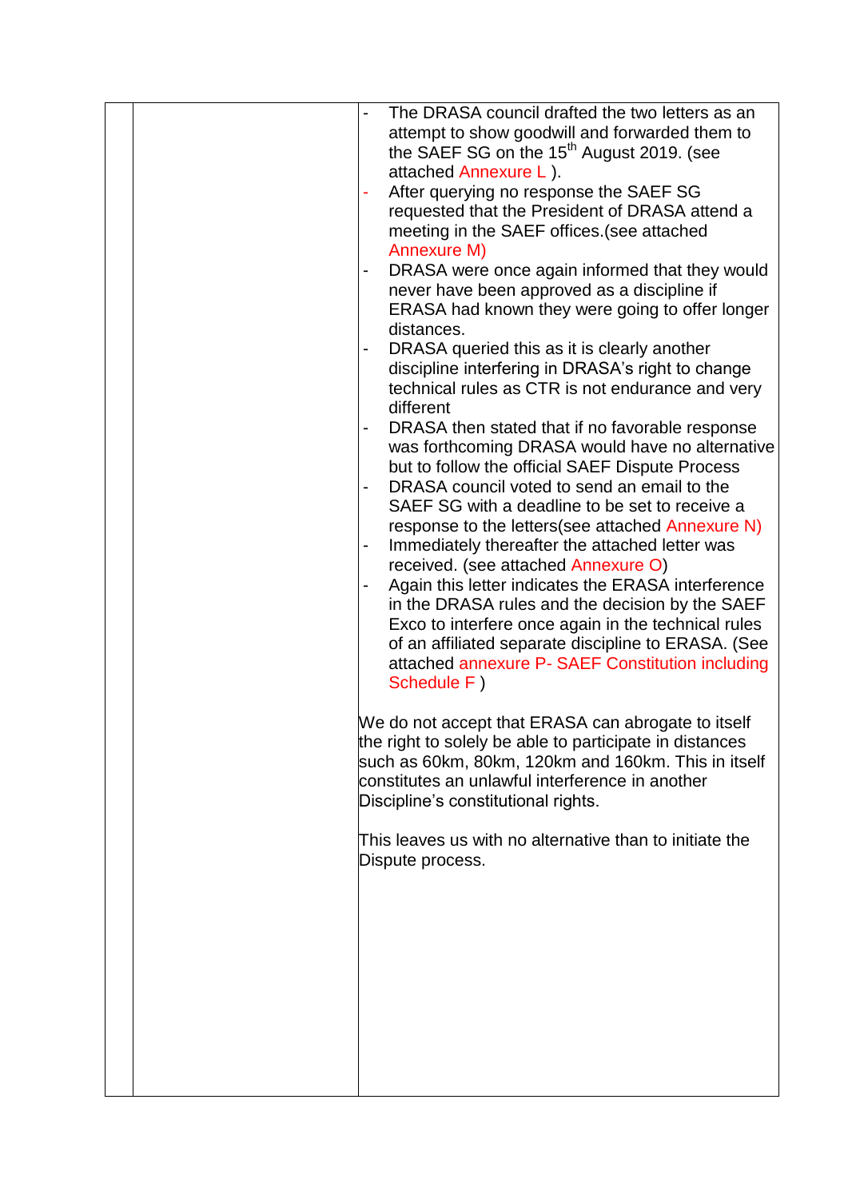| | | |
|---|---|---|
| | | - The DRASA council drafted the two letters as an attempt to show goodwill and forwarded them to the SAEF SG on the 15th August 2019. (see attached Annexure L ).<br>- After querying no response the SAEF SG requested that the President of DRASA attend a meeting in the SAEF offices.(see attached Annexure M)<br>- DRASA were once again informed that they would never have been approved as a discipline if ERASA had known they were going to offer longer distances.<br>- DRASA queried this as it is clearly another discipline interfering in DRASA's right to change technical rules as CTR is not endurance and very different<br>- DRASA then stated that if no favorable response was forthcoming DRASA would have no alternative but to follow the official SAEF Dispute Process<br>- DRASA council voted to send an email to the SAEF SG with a deadline to be set to receive a response to the letters(see attached Annexure N)<br>- Immediately thereafter the attached letter was received. (see attached Annexure O)<br>- Again this letter indicates the ERASA interference in the DRASA rules and the decision by the SAEF Exco to interfere once again in the technical rules of an affiliated separate discipline to ERASA. (See attached annexure P- SAEF Constitution including Schedule F )<br><br>We do not accept that ERASA can abrogate to itself the right to solely be able to participate in distances such as 60km, 80km, 120km and 160km. This in itself constitutes an unlawful interference in another Discipline's constitutional rights.<br><br>This leaves us with no alternative than to initiate the Dispute process. |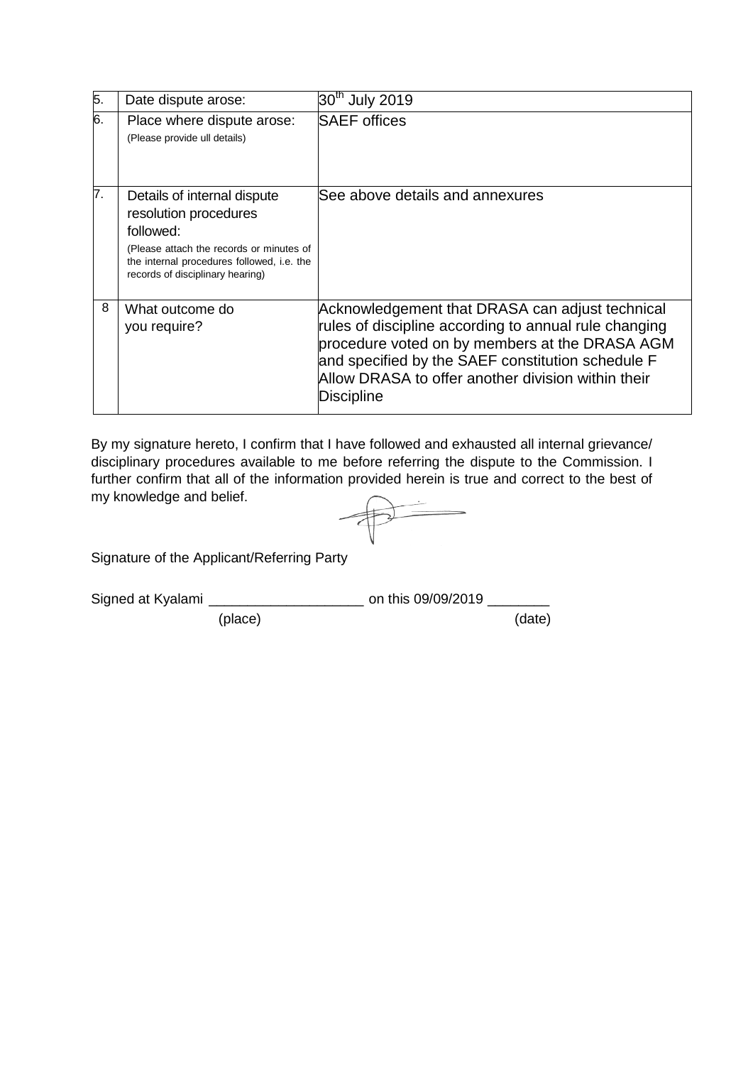| | | |
|---|---|---|
| 5. | Date dispute arose: | 30th July 2019 |
| 6. | Place where dispute arose: (Please provide ull details) | SAEF offices |
| 7. | Details of internal dispute resolution procedures followed: (Please attach the records or minutes of the internal procedures followed, i.e. the records of disciplinary hearing) | See above details and annexures |
| 8 | What outcome do you require? | Acknowledgement that DRASA can adjust technical rules of discipline according to annual rule changing procedure voted on by members at the DRASA AGM and specified by the SAEF constitution schedule F Allow DRASA to offer another division within their Discipline |

By my signature hereto, I confirm that I have followed and exhausted all internal grievance/ disciplinary procedures available to me before referring the dispute to the Commission. I further confirm that all of the information provided herein is true and correct to the best of my knowledge and belief.

Signature of the Applicant/Referring Party

Signed at Kyalami ____________________ on this 09/09/2019 ________

(place) (date)